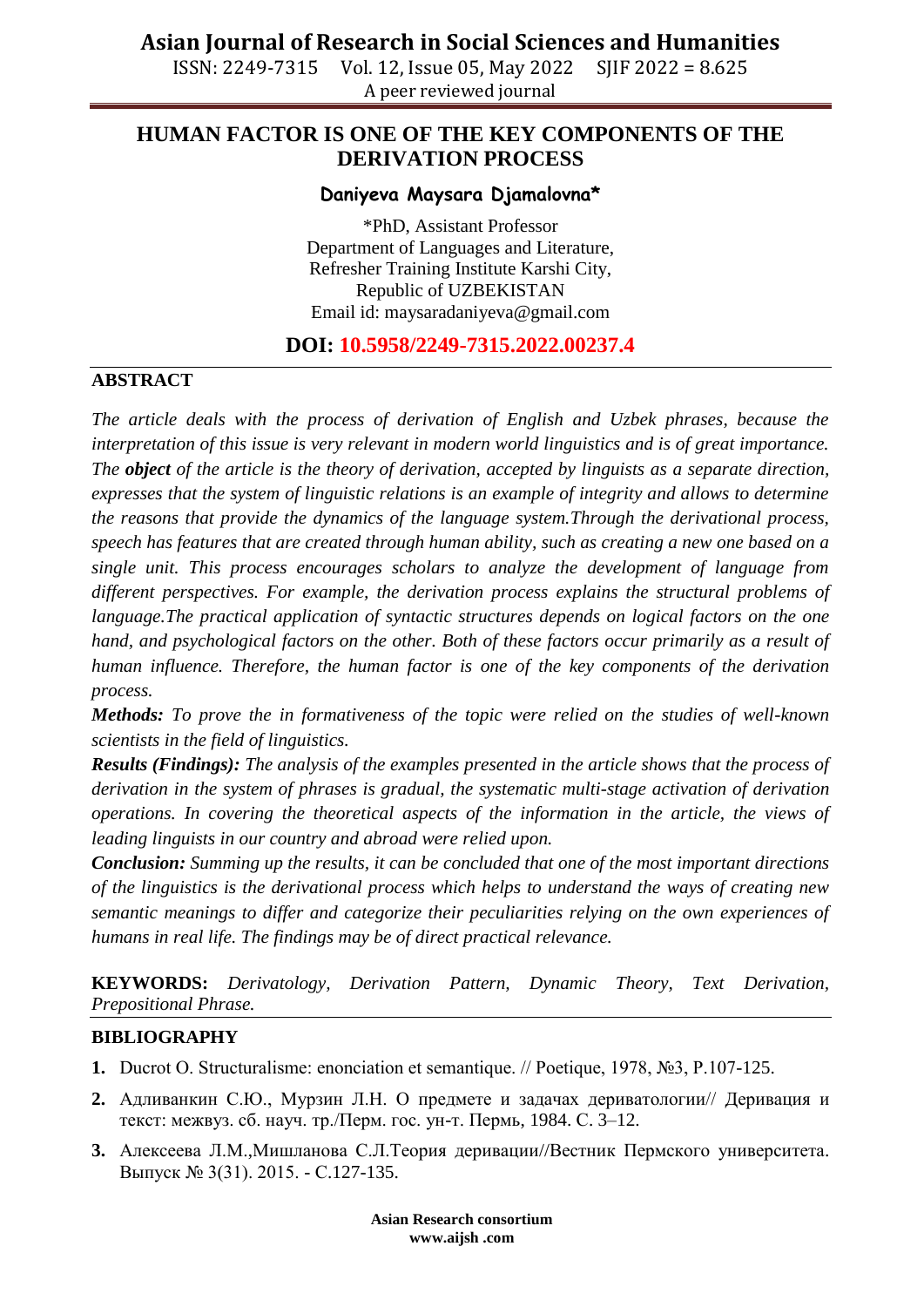# HUMAN FACTOR IS ONE OF THE KEY COMPONENTS OF THE DERIVATION PROCESS

**Daniyeva Maysara Djamalovna***

*PhD, Assistant Professor
Department of Languages and Literature,
Refresher Training Institute Karshi City,
Republic of UZBEKISTAN
Email id: maysaradaniyeva@gmail.com

**DOI: 10.5958/2249-7315.2022.00237.4**

## ABSTRACT

*The article deals with the process of derivation of English and Uzbek phrases, because the interpretation of this issue is very relevant in modern world linguistics and is of great importance. The **object** of the article is the theory of derivation, accepted by linguists as a separate direction, expresses that the system of linguistic relations is an example of integrity and allows to determine the reasons that provide the dynamics of the language system.Through the derivational process, speech has features that are created through human ability, such as creating a new one based on a single unit. This process encourages scholars to analyze the development of language from different perspectives. For example, the derivation process explains the structural problems of language.The practical application of syntactic structures depends on logical factors on the one hand, and psychological factors on the other. Both of these factors occur primarily as a result of human influence. Therefore, the human factor is one of the key components of the derivation process.*

***Methods:** To prove the in formativeness of the topic were relied on the studies of well-known scientists in the field of linguistics.*

***Results (Findings):** The analysis of the examples presented in the article shows that the process of derivation in the system of phrases is gradual, the systematic multi-stage activation of derivation operations. In covering the theoretical aspects of the information in the article, the views of leading linguists in our country and abroad were relied upon.*

***Conclusion:** Summing up the results, it can be concluded that one of the most important directions of the linguistics is the derivational process which helps to understand the ways of creating new semantic meanings to differ and categorize their peculiarities relying on the own experiences of humans in real life. The findings may be of direct practical relevance.*

**KEYWORDS:** *Derivatology, Derivation Pattern, Dynamic Theory, Text Derivation, Prepositional Phrase.*

## BIBLIOGRAPHY

1. Ducrot O. Structuralisme: enonciation et semantique. // Poetique, 1978, №3, P.107-125.
2. Адливанкин С.Ю., Мурзин Л.Н. О предмете и задачах дериватологии// Деривация и текст: межвуз. сб. науч. тр./Перм. гос. ун-т. Пермь, 1984. С. 3–12.
3. Алексеева Л.М.,Мишланова С.Л.Теория деривации//Вестник Пермского университета. Выпуск № 3(31). 2015. - С.127-135.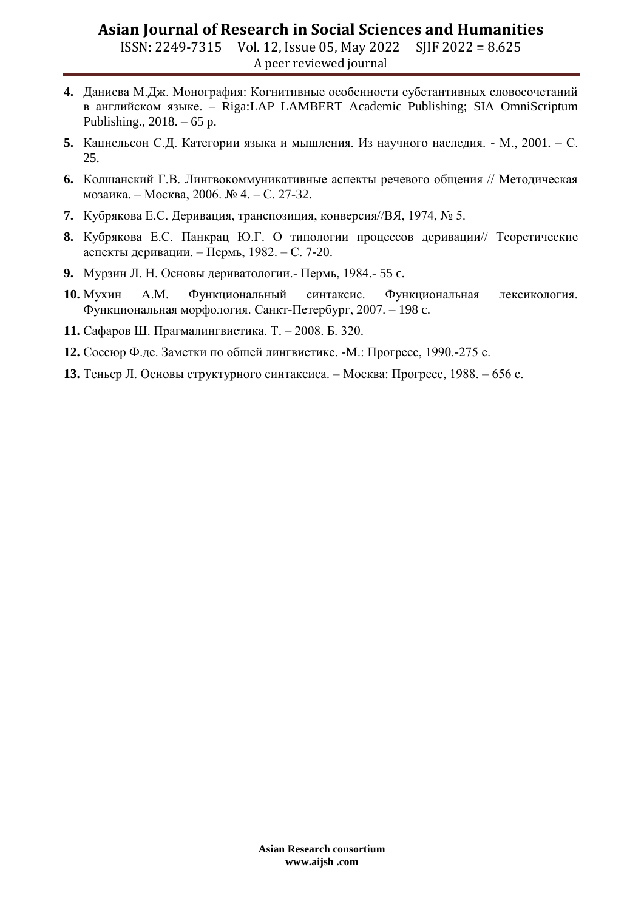4. Даниева М.Дж. Монография: Когнитивные особенности субстантивных словосочетаний в английском языке. – Riga:LAP LAMBERT Academic Publishing; SIA OmniScriptum Publishing., 2018. – 65 p.
5. Кацнельсон С.Д. Категории языка и мышления. Из научного наследия. - М., 2001. – С. 25.
6. Колшанский Г.В. Лингвокоммуникативные аспекты речевого общения // Методическая мозаика. – Москва, 2006. № 4. – С. 27-32.
7. Кубрякова Е.С. Деривация, транспозиция, конверсия//ВЯ, 1974, № 5.
8. Кубрякова Е.С. Панкрац Ю.Г. О типологии процессов деривации// Теоретические аспекты деривации. – Пермь, 1982. – С. 7-20.
9. Мурзин Л. Н. Основы дериватологии.- Пермь, 1984.- 55 с.
10. Мухин А.М. Функциональный синтаксис. Функциональная лексикология. Функциональная морфология. Санкт-Петербург, 2007. – 198 с.
11. Сафаров Ш. Прагмалингвистика. Т. – 2008. Б. 320.
12. Соссюр Ф.де. Заметки по обшей лингвистике. -М.: Прогресс, 1990.-275 с.
13. Теньер Л. Основы структурного синтаксиса. – Москва: Прогресс, 1988. – 656 с.